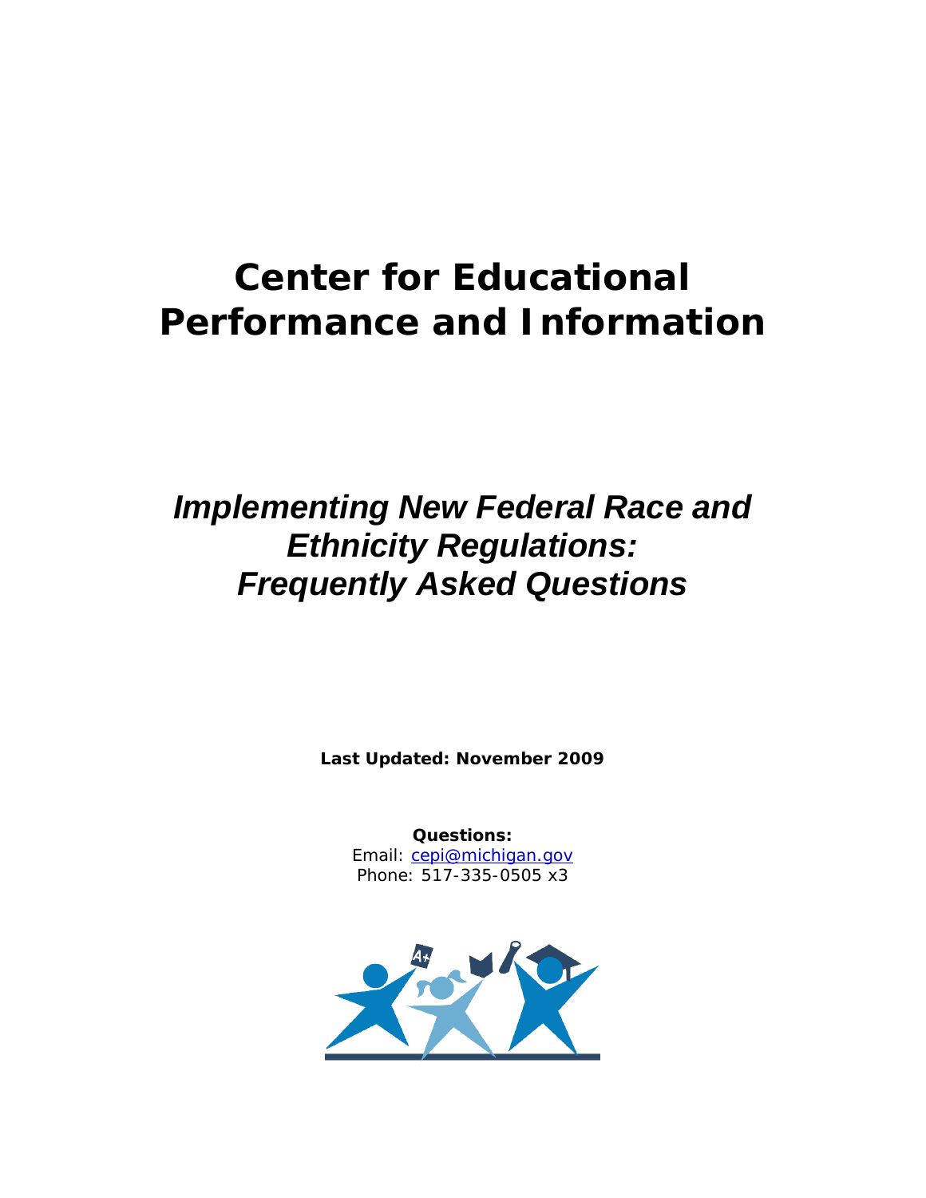# Center for Educational Performance and Information

## *Implementing New Federal Race and Ethnicity Regulations: Frequently Asked Questions*

**Last Updated: November 2009**

**Questions:**
Email: [cepi@michigan.gov](mailto:cepi@michigan.gov)
Phone: 517-335-0505 x3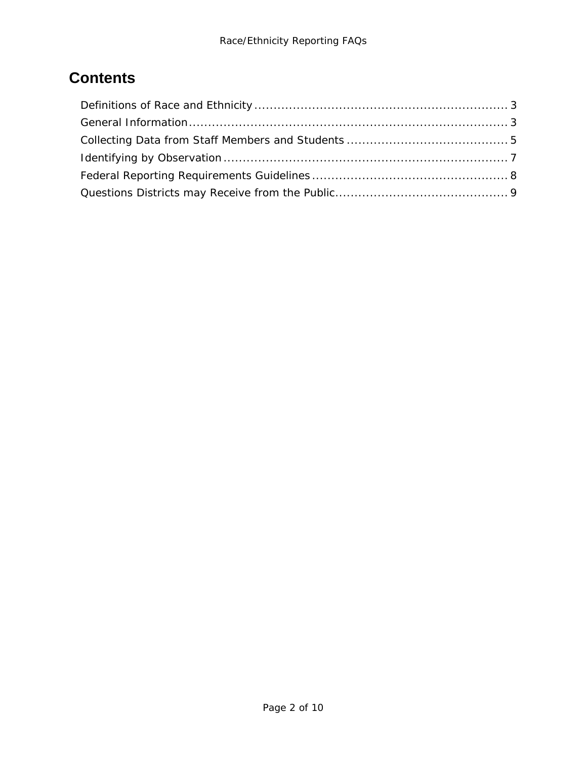# Contents

Definitions of Race and Ethnicity .................................................................. 3
General Information ...................................................................................... 3
Collecting Data from Staff Members and Students ......................................... 5
Identifying by Observation ............................................................................ 7
Federal Reporting Requirements Guidelines .................................................. 8
Questions Districts may Receive from the Public ............................................ 9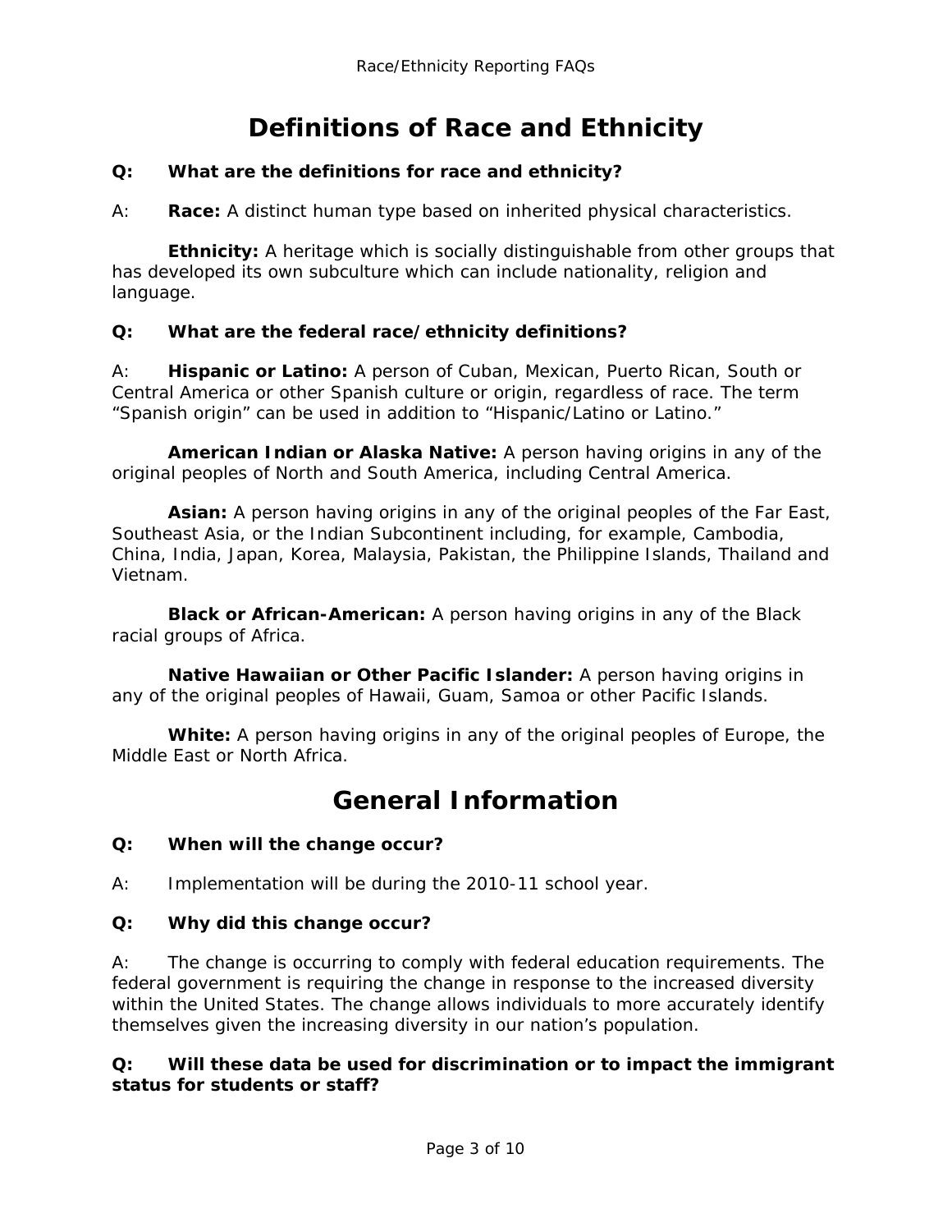# Definitions of Race and Ethnicity

**Q: What are the definitions for race and ethnicity?**

A: **Race:** A distinct human type based on inherited physical characteristics.

**Ethnicity:** A heritage which is socially distinguishable from other groups that has developed its own subculture which can include nationality, religion and language.

**Q: What are the federal race/ethnicity definitions?**

A: **Hispanic or Latino:** A person of Cuban, Mexican, Puerto Rican, South or Central America or other Spanish culture or origin, regardless of race. The term "Spanish origin" can be used in addition to "Hispanic/Latino or Latino."

**American Indian or Alaska Native:** A person having origins in any of the original peoples of North and South America, including Central America.

**Asian:** A person having origins in any of the original peoples of the Far East, Southeast Asia, or the Indian Subcontinent including, for example, Cambodia, China, India, Japan, Korea, Malaysia, Pakistan, the Philippine Islands, Thailand and Vietnam.

**Black or African-American:** A person having origins in any of the Black racial groups of Africa.

**Native Hawaiian or Other Pacific Islander:** A person having origins in any of the original peoples of Hawaii, Guam, Samoa or other Pacific Islands.

**White:** A person having origins in any of the original peoples of Europe, the Middle East or North Africa.

# General Information

**Q: When will the change occur?**

A: Implementation will be during the 2010-11 school year.

**Q: Why did this change occur?**

A: The change is occurring to comply with federal education requirements. The federal government is requiring the change in response to the increased diversity within the United States. The change allows individuals to more accurately identify themselves given the increasing diversity in our nation's population.

**Q: Will these data be used for discrimination or to impact the immigrant status for students or staff?**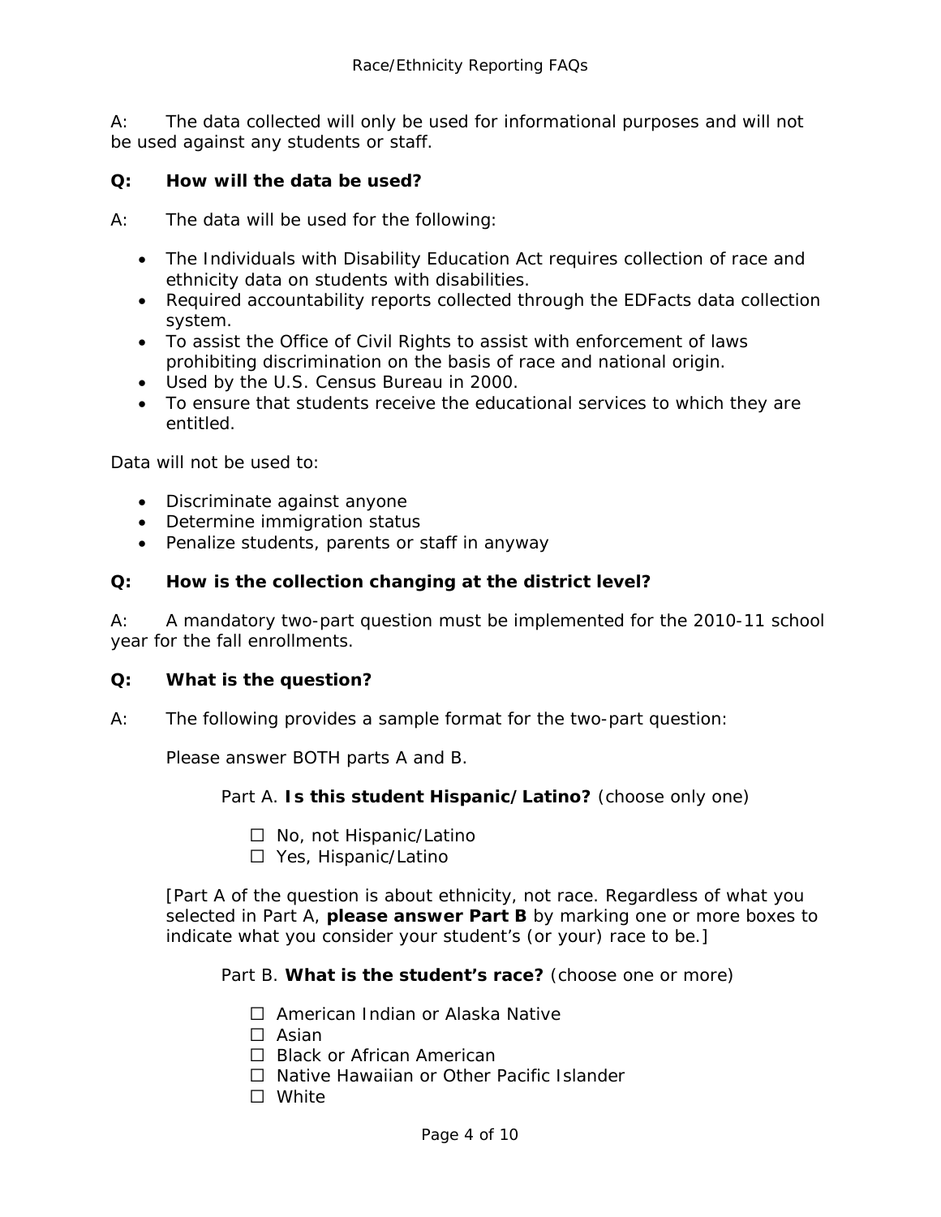A: The data collected will only be used for informational purposes and will not be used against any students or staff.

**Q: How will the data be used?**

A: The data will be used for the following:

- The Individuals with Disability Education Act requires collection of race and ethnicity data on students with disabilities.
- Required accountability reports collected through the EDFacts data collection system.
- To assist the Office of Civil Rights to assist with enforcement of laws prohibiting discrimination on the basis of race and national origin.
- Used by the U.S. Census Bureau in 2000.
- To ensure that students receive the educational services to which they are entitled.

Data will not be used to:

- Discriminate against anyone
- Determine immigration status
- Penalize students, parents or staff in anyway

**Q: How is the collection changing at the district level?**

A: A mandatory two-part question must be implemented for the 2010-11 school year for the fall enrollments.

**Q: What is the question?**

A: The following provides a sample format for the two-part question:

Please answer BOTH parts A and B.

Part A. **Is this student Hispanic/Latino?** (choose only one)

- ☐ No, not Hispanic/Latino
- ☐ Yes, Hispanic/Latino

[Part A of the question is about ethnicity, not race. Regardless of what you selected in Part A, **please answer Part B** by marking one or more boxes to indicate what you consider your student's (or your) race to be.]

Part B. **What is the student's race?** (choose one or more)

- ☐ American Indian or Alaska Native
- ☐ Asian
- ☐ Black or African American
- ☐ Native Hawaiian or Other Pacific Islander
- ☐ White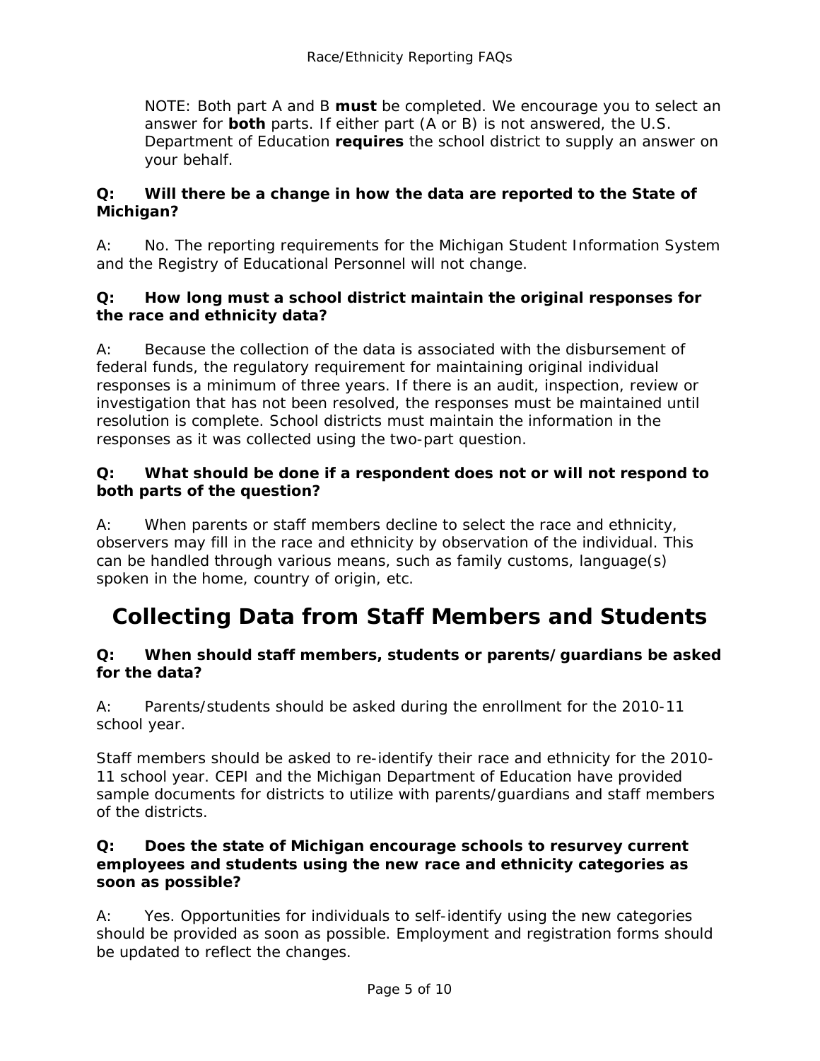NOTE: Both part A and B **must** be completed. We encourage you to select an answer for **both** parts. If either part (A or B) is not answered, the U.S. Department of Education **requires** the school district to supply an answer on your behalf.

**Q: Will there be a change in how the data are reported to the State of Michigan?**

A: No. The reporting requirements for the Michigan Student Information System and the Registry of Educational Personnel will not change.

**Q: How long must a school district maintain the original responses for the race and ethnicity data?**

A: Because the collection of the data is associated with the disbursement of federal funds, the regulatory requirement for maintaining original individual responses is a minimum of three years. If there is an audit, inspection, review or investigation that has not been resolved, the responses must be maintained until resolution is complete. School districts must maintain the information in the responses as it was collected using the two-part question.

**Q: What should be done if a respondent does not or will not respond to both parts of the question?**

A: When parents or staff members decline to select the race and ethnicity, observers may fill in the race and ethnicity by observation of the individual. This can be handled through various means, such as family customs, language(s) spoken in the home, country of origin, etc.

## Collecting Data from Staff Members and Students

**Q: When should staff members, students or parents/guardians be asked for the data?**

A: Parents/students should be asked during the enrollment for the 2010-11 school year.

Staff members should be asked to re-identify their race and ethnicity for the 2010-11 school year. CEPI and the Michigan Department of Education have provided sample documents for districts to utilize with parents/guardians and staff members of the districts.

**Q: Does the state of Michigan encourage schools to resurvey current employees and students using the new race and ethnicity categories as soon as possible?**

A: Yes. Opportunities for individuals to self-identify using the new categories should be provided as soon as possible. Employment and registration forms should be updated to reflect the changes.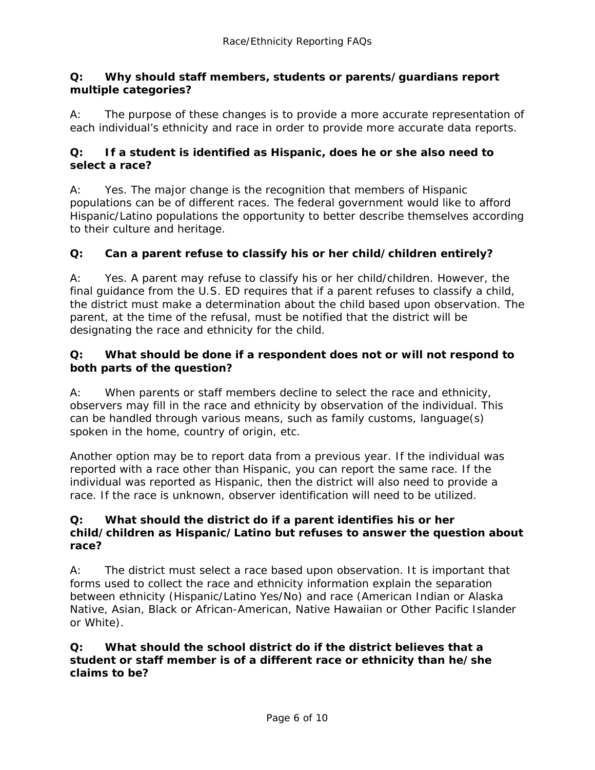**Q: Why should staff members, students or parents/guardians report multiple categories?**

A: The purpose of these changes is to provide a more accurate representation of each individual's ethnicity and race in order to provide more accurate data reports.

**Q: If a student is identified as Hispanic, does he or she also need to select a race?**

A: Yes. The major change is the recognition that members of Hispanic populations can be of different races. The federal government would like to afford Hispanic/Latino populations the opportunity to better describe themselves according to their culture and heritage.

**Q: Can a parent refuse to classify his or her child/children entirely?**

A: Yes. A parent may refuse to classify his or her child/children. However, the final guidance from the U.S. ED requires that if a parent refuses to classify a child, the district must make a determination about the child based upon observation. The parent, at the time of the refusal, must be notified that the district will be designating the race and ethnicity for the child.

**Q: What should be done if a respondent does not or will not respond to both parts of the question?**

A: When parents or staff members decline to select the race and ethnicity, observers may fill in the race and ethnicity by observation of the individual. This can be handled through various means, such as family customs, language(s) spoken in the home, country of origin, etc.

Another option may be to report data from a previous year. If the individual was reported with a race other than Hispanic, you can report the same race. If the individual was reported as Hispanic, then the district will also need to provide a race. If the race is unknown, observer identification will need to be utilized.

**Q: What should the district do if a parent identifies his or her child/children as Hispanic/Latino but refuses to answer the question about race?**

A: The district must select a race based upon observation. It is important that forms used to collect the race and ethnicity information explain the separation between ethnicity (Hispanic/Latino Yes/No) and race (American Indian or Alaska Native, Asian, Black or African-American, Native Hawaiian or Other Pacific Islander or White).

**Q: What should the school district do if the district believes that a student or staff member is of a different race or ethnicity than he/she claims to be?**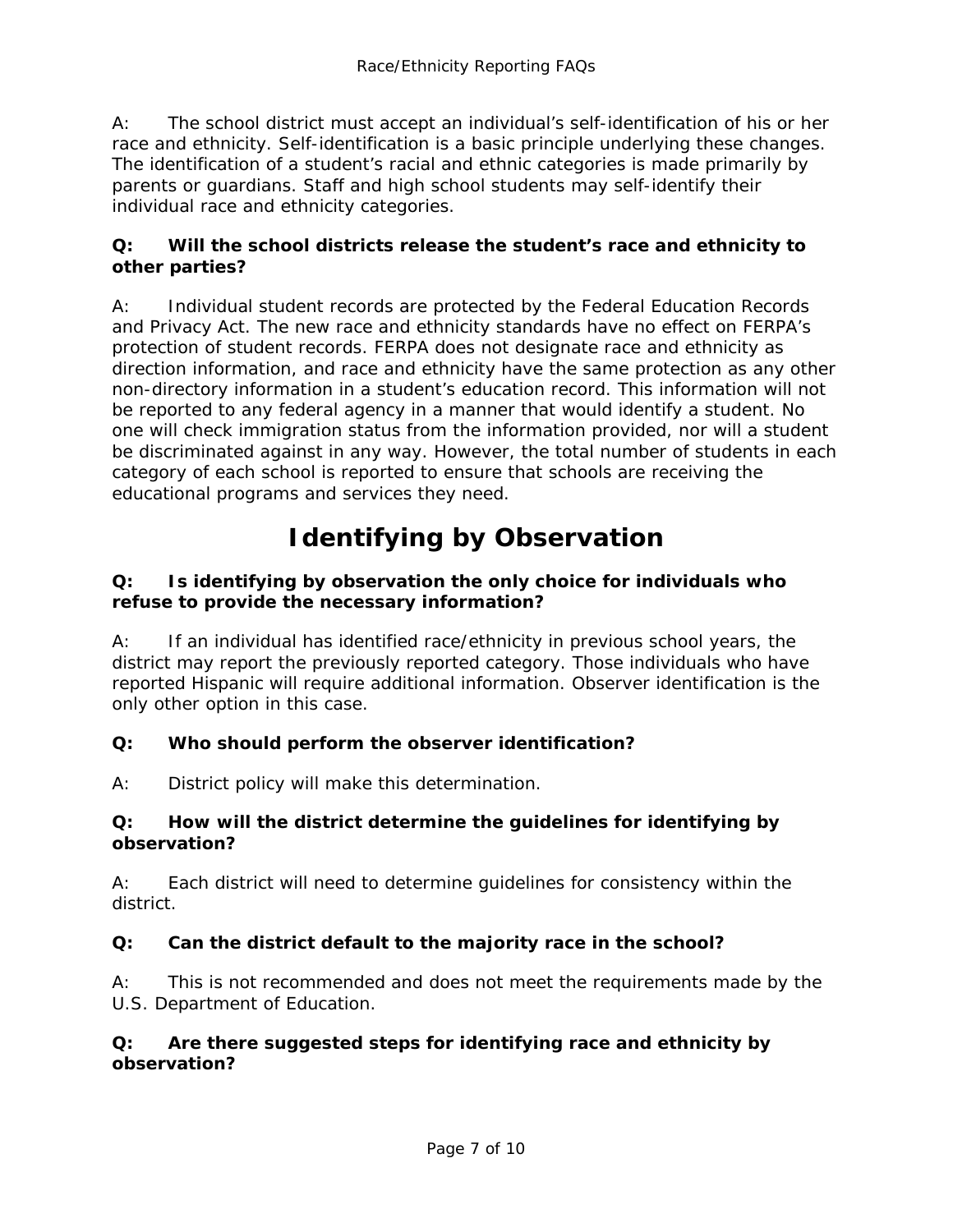A: The school district must accept an individual's self-identification of his or her race and ethnicity. Self-identification is a basic principle underlying these changes. The identification of a student's racial and ethnic categories is made primarily by parents or guardians. Staff and high school students may self-identify their individual race and ethnicity categories.

**Q: Will the school districts release the student's race and ethnicity to other parties?**

A: Individual student records are protected by the Federal Education Records and Privacy Act. The new race and ethnicity standards have no effect on FERPA's protection of student records. FERPA does not designate race and ethnicity as direction information, and race and ethnicity have the same protection as any other non-directory information in a student's education record. This information will not be reported to any federal agency in a manner that would identify a student. No one will check immigration status from the information provided, nor will a student be discriminated against in any way. However, the total number of students in each category of each school is reported to ensure that schools are receiving the educational programs and services they need.

# Identifying by Observation

**Q: Is identifying by observation the only choice for individuals who refuse to provide the necessary information?**

A: If an individual has identified race/ethnicity in previous school years, the district may report the previously reported category. Those individuals who have reported Hispanic will require additional information. Observer identification is the only other option in this case.

**Q: Who should perform the observer identification?**

A: District policy will make this determination.

**Q: How will the district determine the guidelines for identifying by observation?**

A: Each district will need to determine guidelines for consistency within the district.

**Q: Can the district default to the majority race in the school?**

A: This is not recommended and does not meet the requirements made by the U.S. Department of Education.

**Q: Are there suggested steps for identifying race and ethnicity by observation?**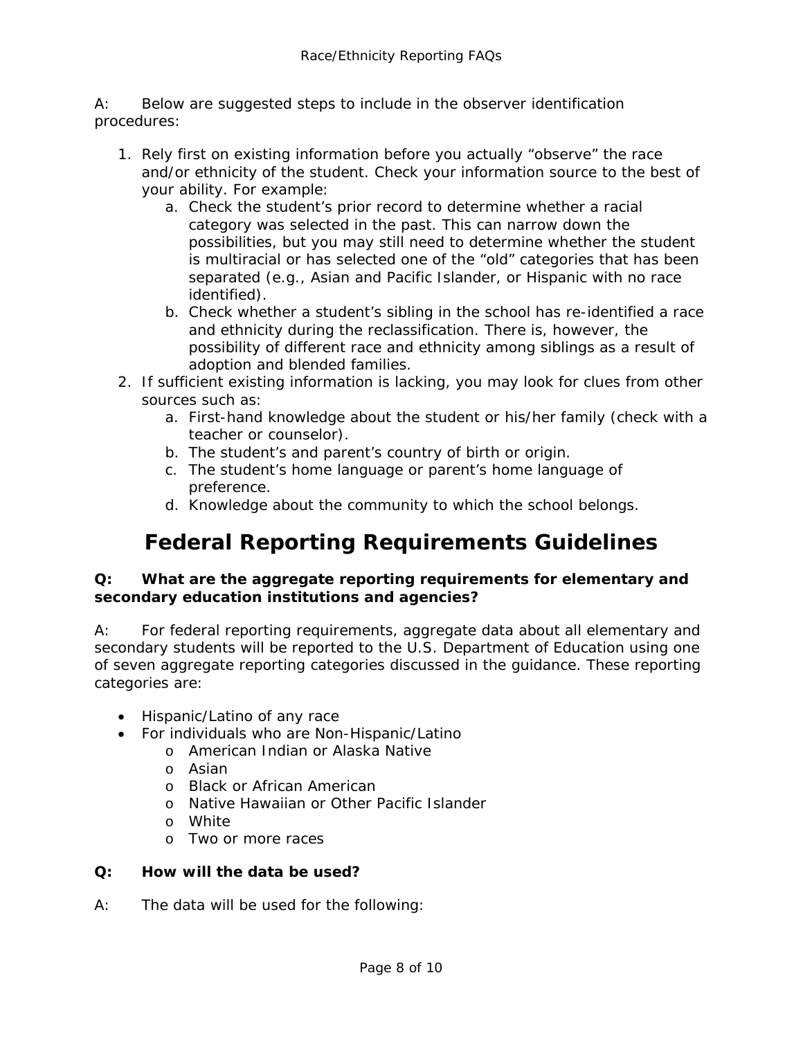A: Below are suggested steps to include in the observer identification procedures:

1. Rely first on existing information before you actually "observe" the race and/or ethnicity of the student. Check your information source to the best of your ability. For example:
    a. Check the student's prior record to determine whether a racial category was selected in the past. This can narrow down the possibilities, but you may still need to determine whether the student is multiracial or has selected one of the "old" categories that has been separated (e.g., Asian and Pacific Islander, or Hispanic with no race identified).
    b. Check whether a student's sibling in the school has re-identified a race and ethnicity during the reclassification. There is, however, the possibility of different race and ethnicity among siblings as a result of adoption and blended families.
2. If sufficient existing information is lacking, you may look for clues from other sources such as:
    a. First-hand knowledge about the student or his/her family (check with a teacher or counselor).
    b. The student's and parent's country of birth or origin.
    c. The student's home language or parent's home language of preference.
    d. Knowledge about the community to which the school belongs.

# Federal Reporting Requirements Guidelines

**Q: What are the aggregate reporting requirements for elementary and secondary education institutions and agencies?**

A: For federal reporting requirements, aggregate data about all elementary and secondary students will be reported to the U.S. Department of Education using one of seven aggregate reporting categories discussed in the guidance. These reporting categories are:

- Hispanic/Latino of any race
- For individuals who are Non-Hispanic/Latino
    - American Indian or Alaska Native
    - Asian
    - Black or African American
    - Native Hawaiian or Other Pacific Islander
    - White
    - Two or more races

**Q: How will the data be used?**

A: The data will be used for the following: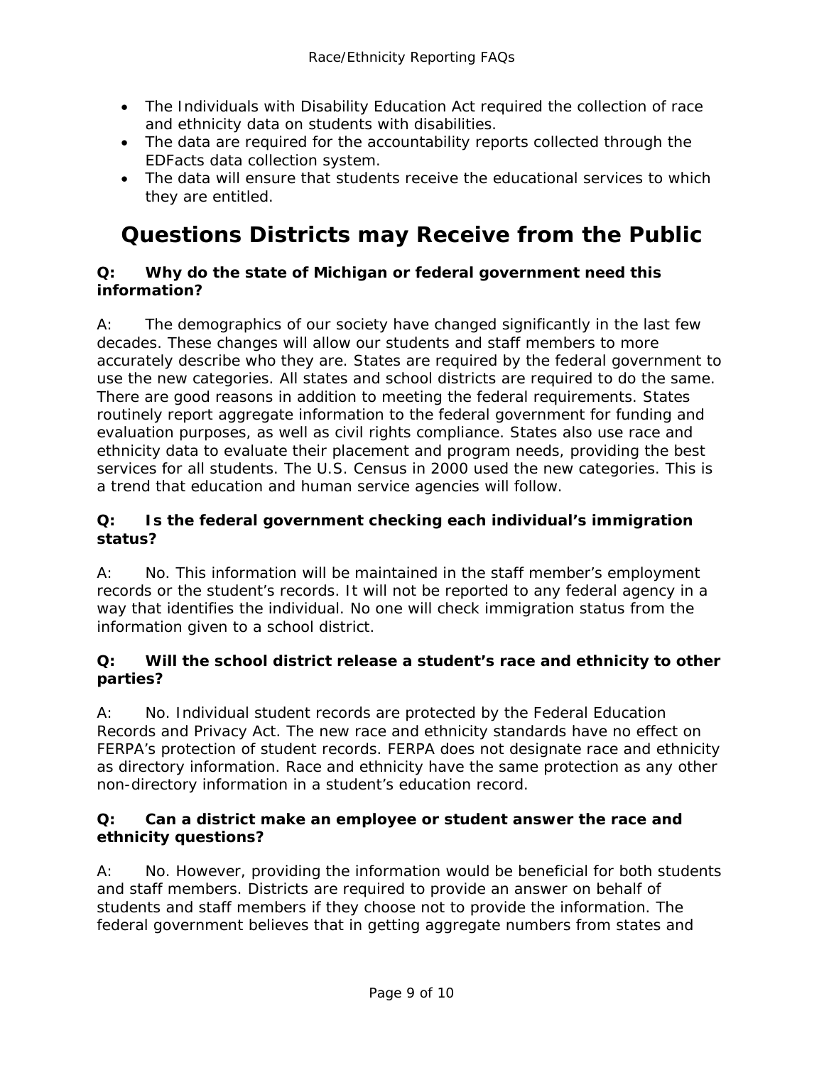- The Individuals with Disability Education Act required the collection of race and ethnicity data on students with disabilities.
- The data are required for the accountability reports collected through the EDFacts data collection system.
- The data will ensure that students receive the educational services to which they are entitled.

# Questions Districts may Receive from the Public

**Q: Why do the state of Michigan or federal government need this information?**

A: The demographics of our society have changed significantly in the last few decades. These changes will allow our students and staff members to more accurately describe who they are. States are required by the federal government to use the new categories. All states and school districts are required to do the same. There are good reasons in addition to meeting the federal requirements. States routinely report aggregate information to the federal government for funding and evaluation purposes, as well as civil rights compliance. States also use race and ethnicity data to evaluate their placement and program needs, providing the best services for all students. The U.S. Census in 2000 used the new categories. This is a trend that education and human service agencies will follow.

**Q: Is the federal government checking each individual's immigration status?**

A: No. This information will be maintained in the staff member's employment records or the student's records. It will not be reported to any federal agency in a way that identifies the individual. No one will check immigration status from the information given to a school district.

**Q: Will the school district release a student's race and ethnicity to other parties?**

A: No. Individual student records are protected by the Federal Education Records and Privacy Act. The new race and ethnicity standards have no effect on FERPA's protection of student records. FERPA does not designate race and ethnicity as directory information. Race and ethnicity have the same protection as any other non-directory information in a student's education record.

**Q: Can a district make an employee or student answer the race and ethnicity questions?**

A: No. However, providing the information would be beneficial for both students and staff members. Districts are required to provide an answer on behalf of students and staff members if they choose not to provide the information. The federal government believes that in getting aggregate numbers from states and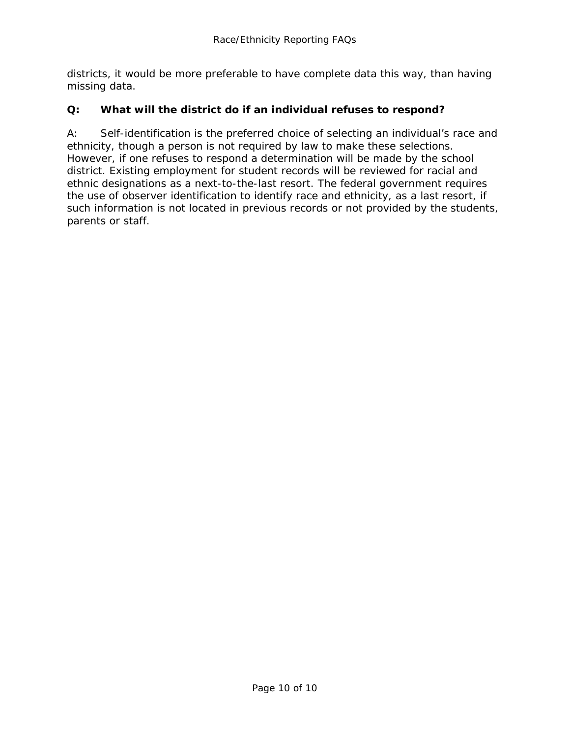districts, it would be more preferable to have complete data this way, than having missing data.

**Q: What will the district do if an individual refuses to respond?**

A: Self-identification is the preferred choice of selecting an individual's race and ethnicity, though a person is not required by law to make these selections. However, if one refuses to respond a determination will be made by the school district. Existing employment for student records will be reviewed for racial and ethnic designations as a next-to-the-last resort. The federal government requires the use of observer identification to identify race and ethnicity, as a last resort, if such information is not located in previous records or not provided by the students, parents or staff.